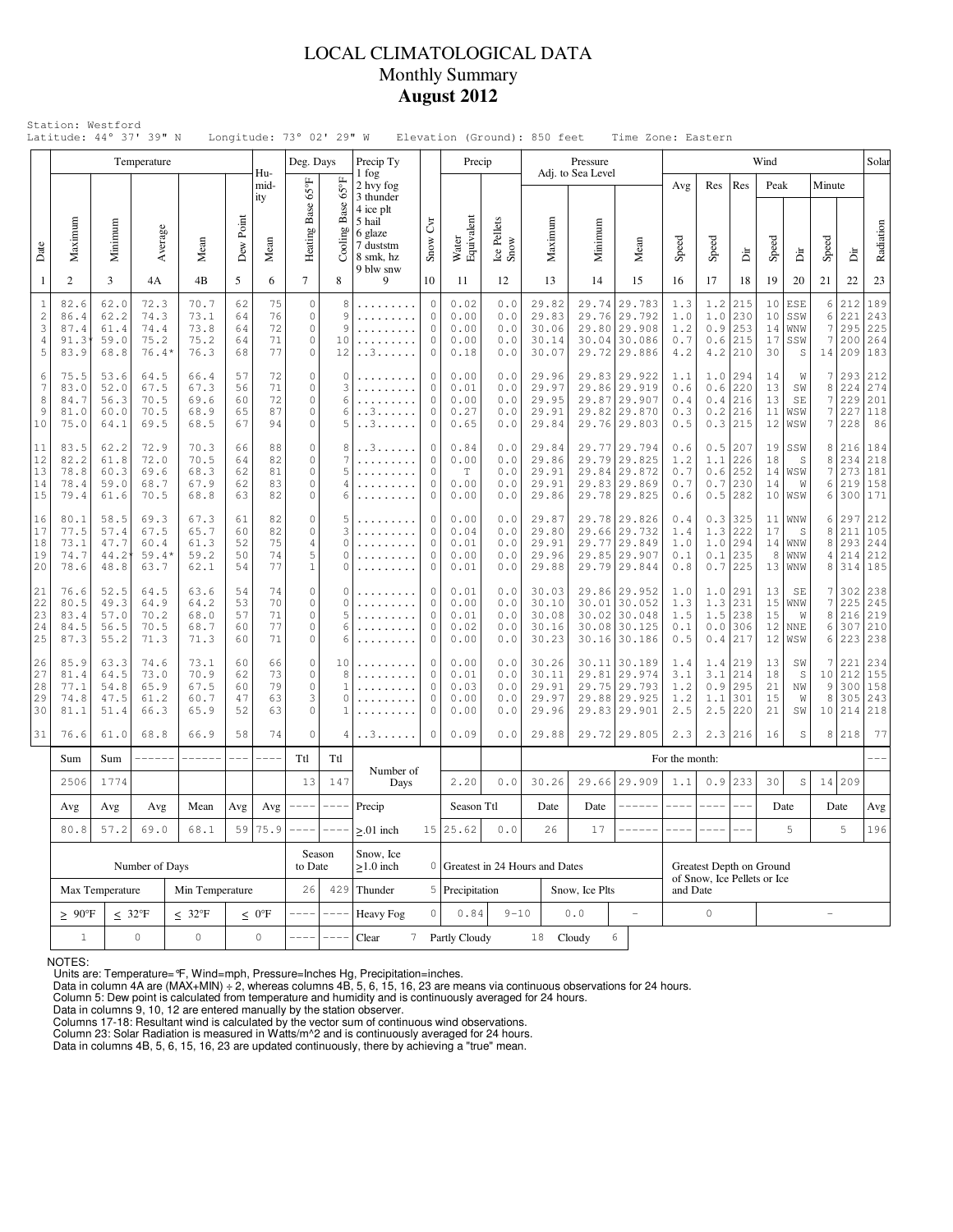# LOCAL CLIMATOLOGICAL DATA
## Monthly Summary
## August 2012

Station: Westford
Latitude: 44° 37' 39" N Longitude: 73° 02' 29" W Elevation (Ground): 850 feet Time Zone: Eastern

| Date | Temperature Maximum | Temperature Minimum | Temperature Average | Temperature Mean | Dew Point | Humidity Mean | Deg. Days Heating Base 65°F | Deg. Days Cooling Base 65°F | Precip Ty | Snow Cvr | Water Equivalent | Ice Pellets Snow | Pressure Maximum | Pressure Minimum | Pressure Mean | Wind Avg Speed | Res Speed | Res Dir | Peak Speed | Peak Dir | Minute Speed | Minute Dir | Solar Radiation |
|---|---|---|---|---|---|---|---|---|---|---|---|---|---|---|---|---|---|---|---|---|---|---|---|
| 1 | 2 | 3 | 4A | 4B | 5 | 6 | 7 | 8 | 9 | 10 | 11 | 12 | 13 | 14 | 15 | 16 | 17 | 18 | 19 | 20 | 21 | 22 | 23 |
| 1 | 82.6 | 62.0 | 72.3 | 70.7 | 62 | 75 | 0 | 8 | ......... | 0 | 0.02 | 0.0 | 29.82 | 29.74 | 29.783 | 1.3 | 1.2 | 215 | 10 | ESE | 6 | 212 | 189 |
| 2 | 86.4 | 62.2 | 74.3 | 73.1 | 64 | 76 | 0 | 9 | ......... | 0 | 0.00 | 0.0 | 29.83 | 29.76 | 29.792 | 1.0 | 1.0 | 230 | 10 | SSW | 6 | 221 | 243 |
| 3 | 87.4 | 61.4 | 74.4 | 73.8 | 64 | 72 | 0 | 9 | ......... | 0 | 0.00 | 0.0 | 30.06 | 29.80 | 29.908 | 1.2 | 0.9 | 253 | 14 | WNW | 7 | 295 | 225 |
| 4 | 91.3* | 59.0 | 75.2 | 75.2 | 64 | 71 | 0 | 10 | ......... | 0 | 0.00 | 0.0 | 30.14 | 30.04 | 30.086 | 0.7 | 0.6 | 215 | 17 | SSW | 7 | 200 | 264 |
| 5 | 83.9 | 68.8 | 76.4* | 76.3 | 68 | 77 | 0 | 12 | ..3...... | 0 | 0.18 | 0.0 | 30.07 | 29.72 | 29.886 | 4.2 | 4.2 | 210 | 30 | S | 14 | 209 | 183 |
| 6 | 75.5 | 53.6 | 64.5 | 66.4 | 57 | 72 | 0 | 0 | ......... | 0 | 0.00 | 0.0 | 29.96 | 29.83 | 29.922 | 1.1 | 1.0 | 294 | 14 | W | 7 | 293 | 212 |
| 7 | 83.0 | 52.0 | 67.5 | 67.3 | 56 | 71 | 0 | 3 | ......... | 0 | 0.01 | 0.0 | 29.97 | 29.86 | 29.919 | 0.6 | 0.6 | 220 | 13 | SW | 8 | 224 | 274 |
| 8 | 84.7 | 56.3 | 70.5 | 69.6 | 60 | 72 | 0 | 6 | ......... | 0 | 0.00 | 0.0 | 29.95 | 29.87 | 29.907 | 0.4 | 0.4 | 216 | 13 | SE | 7 | 229 | 201 |
| 9 | 81.0 | 60.0 | 70.5 | 68.9 | 65 | 87 | 0 | 6 | ..3...... | 0 | 0.27 | 0.0 | 29.91 | 29.82 | 29.870 | 0.3 | 0.2 | 216 | 11 | WSW | 7 | 227 | 118 |
| 10 | 75.0 | 64.1 | 69.5 | 68.5 | 67 | 94 | 0 | 5 | ..3...... | 0 | 0.65 | 0.0 | 29.84 | 29.76 | 29.803 | 0.5 | 0.3 | 215 | 12 | WSW | 7 | 228 | 86 |
| 11 | 83.5 | 62.2 | 72.9 | 70.3 | 66 | 88 | 0 | 8 | ..3...... | 0 | 0.84 | 0.0 | 29.84 | 29.77 | 29.794 | 0.6 | 0.5 | 207 | 19 | SSW | 8 | 216 | 184 |
| 12 | 82.2 | 61.8 | 72.0 | 70.5 | 64 | 82 | 0 | 7 | ......... | 0 | 0.00 | 0.0 | 29.86 | 29.79 | 29.825 | 1.2 | 1.1 | 226 | 18 | S | 8 | 234 | 218 |
| 13 | 78.8 | 60.3 | 69.6 | 68.3 | 62 | 81 | 0 | 5 | ......... | 0 | T | 0.0 | 29.91 | 29.84 | 29.872 | 0.7 | 0.6 | 252 | 14 | WSW | 7 | 273 | 181 |
| 14 | 78.4 | 59.0 | 68.7 | 67.9 | 62 | 83 | 0 | 4 | ......... | 0 | 0.00 | 0.0 | 29.91 | 29.83 | 29.869 | 0.7 | 0.7 | 230 | 14 | W | 6 | 219 | 158 |
| 15 | 79.4 | 61.6 | 70.5 | 68.8 | 63 | 82 | 0 | 6 | ......... | 0 | 0.00 | 0.0 | 29.86 | 29.78 | 29.825 | 0.6 | 0.5 | 282 | 10 | WSW | 6 | 300 | 171 |
| 16 | 80.1 | 58.5 | 69.3 | 67.3 | 61 | 82 | 0 | 5 | ......... | 0 | 0.00 | 0.0 | 29.87 | 29.78 | 29.826 | 0.4 | 0.3 | 325 | 11 | WNW | 6 | 297 | 212 |
| 17 | 77.5 | 57.4 | 67.5 | 65.7 | 60 | 82 | 0 | 3 | ......... | 0 | 0.04 | 0.0 | 29.80 | 29.66 | 29.732 | 1.4 | 1.3 | 222 | 17 | S | 8 | 211 | 105 |
| 18 | 73.1 | 47.7 | 60.4 | 61.3 | 52 | 75 | 4 | 0 | ......... | 0 | 0.01 | 0.0 | 29.91 | 29.77 | 29.849 | 1.0 | 1.0 | 294 | 14 | WNW | 8 | 293 | 244 |
| 19 | 74.7 | 44.2* | 59.4* | 59.2 | 50 | 74 | 5 | 0 | ......... | 0 | 0.00 | 0.0 | 29.96 | 29.85 | 29.907 | 0.1 | 0.1 | 235 | 8 | WNW | 4 | 214 | 212 |
| 20 | 78.6 | 48.8 | 63.7 | 62.1 | 54 | 77 | 1 | 0 | ......... | 0 | 0.01 | 0.0 | 29.88 | 29.79 | 29.844 | 0.8 | 0.7 | 225 | 13 | WNW | 8 | 314 | 185 |
| 21 | 76.6 | 52.5 | 64.5 | 63.6 | 54 | 74 | 0 | 0 | ......... | 0 | 0.01 | 0.0 | 30.03 | 29.86 | 29.952 | 1.0 | 1.0 | 291 | 13 | SE | 7 | 302 | 238 |
| 22 | 80.5 | 49.3 | 64.9 | 64.2 | 53 | 70 | 0 | 0 | ......... | 0 | 0.00 | 0.0 | 30.10 | 30.01 | 30.052 | 1.3 | 1.3 | 231 | 15 | WNW | 7 | 225 | 245 |
| 23 | 83.4 | 57.0 | 70.2 | 68.0 | 57 | 71 | 0 | 5 | ......... | 0 | 0.01 | 0.0 | 30.08 | 30.02 | 30.048 | 1.5 | 1.5 | 238 | 15 | W | 8 | 216 | 219 |
| 24 | 84.5 | 56.5 | 70.5 | 68.7 | 60 | 77 | 0 | 6 | ......... | 0 | 0.02 | 0.0 | 30.16 | 30.08 | 30.125 | 0.1 | 0.0 | 306 | 12 | NNE | 6 | 307 | 210 |
| 25 | 87.3 | 55.2 | 71.3 | 71.3 | 60 | 71 | 0 | 6 | ......... | 0 | 0.00 | 0.0 | 30.23 | 30.16 | 30.186 | 0.5 | 0.4 | 217 | 12 | WSW | 6 | 223 | 238 |
| 26 | 85.9 | 63.3 | 74.6 | 73.1 | 60 | 66 | 0 | 10 | ......... | 0 | 0.00 | 0.0 | 30.26 | 30.11 | 30.189 | 1.4 | 1.4 | 219 | 13 | SW | 7 | 221 | 234 |
| 27 | 81.4 | 64.5 | 73.0 | 70.9 | 62 | 73 | 0 | 8 | ......... | 0 | 0.01 | 0.0 | 30.11 | 29.81 | 29.974 | 3.1 | 3.1 | 214 | 18 | S | 10 | 212 | 155 |
| 28 | 77.1 | 54.8 | 65.9 | 67.5 | 60 | 79 | 0 | 1 | ......... | 0 | 0.03 | 0.0 | 29.91 | 29.75 | 29.793 | 1.2 | 0.9 | 295 | 21 | NW | 9 | 300 | 158 |
| 29 | 74.8 | 47.5 | 61.2 | 60.7 | 47 | 63 | 3 | 0 | ......... | 0 | 0.00 | 0.0 | 29.97 | 29.88 | 29.925 | 1.2 | 1.1 | 301 | 15 | W | 8 | 305 | 243 |
| 30 | 81.1 | 51.4 | 66.3 | 65.9 | 52 | 63 | 0 | 1 | ......... | 0 | 0.00 | 0.0 | 29.96 | 29.83 | 29.901 | 2.5 | 2.5 | 220 | 21 | SW | 10 | 214 | 218 |
| 31 | 76.6 | 61.0 | 68.8 | 66.9 | 58 | 74 | 0 | 4 | ..3...... | 0 | 0.09 | 0.0 | 29.88 | 29.72 | 29.805 | 2.3 | 2.3 | 216 | 16 | S | 8 | 218 | 77 |

| Sum | Sum | ------ | ------ | --- | ---- | Ttl | Ttl | Number of Days | | | | For the month: | | | | | | | | | | | --- |
|---|---|---|---|---|---|---|---|---|---|---|---|---|---|---|---|---|---|---|---|---|---|---|---|
| 2506 | 1774 | | | | | 13 | 147 | | | 2.20 | 0.0 | 30.26 | 29.66 | 29.909 | 1.1 | 0.9 | 233 | 30 | S | 14 | 209 | | |
| Avg | Avg | Avg | Mean | Avg | Avg | ---- | ---- | Precip | | Season Ttl | | Date | Date | ------ | ---- | ---- | --- | Date | | Date | | Avg | |
| 80.8 | 57.2 | 69.0 | 68.1 | 59 | 75.9 | ---- | ---- | ≥.01 inch | 15 | 25.62 | 0.0 | 26 | 17 | ------ | ---- | ---- | --- | 5 | | 5 | | 196 | |

| Number of Days | | | | Season to Date | | Snow, Ice ≥1.0 inch | 0 | Greatest in 24 Hours and Dates | | | | Greatest Depth on Ground of Snow, Ice Pellets or Ice and Date | |
|---|---|---|---|---|---|---|---|---|---|---|---|---|---|
| Max Temperature | | Min Temperature | | 26 | 429 | Thunder | 5 | Precipitation | | Snow, Ice Plts | | | |
| ≥ 90°F | ≤ 32°F | ≤ 32°F | ≤ 0°F | ---- | ---- | Heavy Fog | 0 | 0.84 | 9-10 | 0.0 | - | 0 | - |
| 1 | 0 | 0 | 0 | ---- | ---- | Clear | 7 | Partly Cloudy | 18 | Cloudy | 6 | | |

Precip Ty codes: 1 fog, 2 hvy fog, 3 thunder, 4 ice plt, 5 hail, 6 glaze, 7 duststm, 8 smk, hz, 9 blw snw

NOTES:
Units are: Temperature=°F, Wind=mph, Pressure=Inches Hg, Precipitation=inches.
Data in column 4A are (MAX+MIN) ÷ 2, whereas columns 4B, 5, 6, 15, 16, 23 are means via continuous observations for 24 hours.
Column 5: Dew point is calculated from temperature and humidity and is continuously averaged for 24 hours.
Data in columns 9, 10, 12 are entered manually by the station observer.
Columns 17-18: Resultant wind is calculated by the vector sum of continuous wind observations.
Column 23: Solar Radiation is measured in Watts/m^2 and is continuously averaged for 24 hours.
Data in columns 4B, 5, 6, 15, 16, 23 are updated continuously, there by achieving a "true" mean.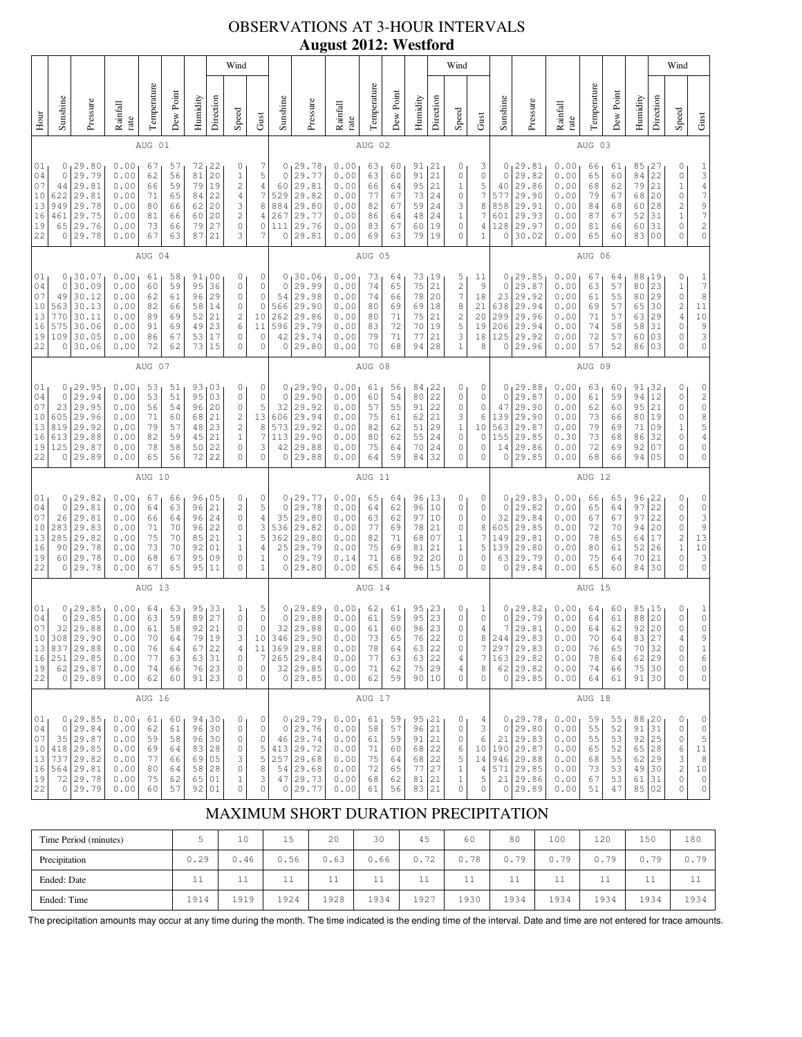# OBSERVATIONS AT 3-HOUR INTERVALS

## August 2012: Westford

| Hour | Sunshine | Pressure | Rainfall rate | Temperature | Dew Point | Humidity | Wind Direction | Wind Speed | Wind Gust | Sunshine | Pressure | Rainfall rate | Temperature | Dew Point | Humidity | Wind Direction | Wind Speed | Wind Gust | Sunshine | Pressure | Rainfall rate | Temperature | Dew Point | Humidity | Wind Direction | Wind Speed | Wind Gust |
|---|---|---|---|---|---|---|---|---|---|---|---|---|---|---|---|---|---|---|---|---|---|---|---|---|---|---|---|
| | AUG 01 | | | | | | | | | AUG 02 | | | | | | | | | AUG 03 | | | | | | | | |
| 01 | 0 | 29.80 | 0.00 | 67 | 57 | 72 | 22 | 0 | 7 | 0 | 29.78 | 0.00 | 63 | 60 | 91 | 21 | 0 | 3 | 0 | 29.81 | 0.00 | 66 | 61 | 85 | 27 | 0 | 1 |
| 04 | 0 | 29.79 | 0.00 | 62 | 56 | 81 | 20 | 1 | 5 | 0 | 29.77 | 0.00 | 63 | 60 | 91 | 21 | 0 | 0 | 0 | 29.82 | 0.00 | 65 | 60 | 84 | 22 | 0 | 3 |
| 07 | 44 | 29.81 | 0.00 | 66 | 59 | 79 | 19 | 2 | 4 | 60 | 29.81 | 0.00 | 66 | 64 | 95 | 21 | 1 | 5 | 40 | 29.86 | 0.00 | 68 | 62 | 79 | 21 | 1 | 4 |
| 10 | 622 | 29.81 | 0.00 | 71 | 65 | 84 | 22 | 4 | 7 | 529 | 29.82 | 0.00 | 77 | 67 | 73 | 24 | 0 | 7 | 577 | 29.90 | 0.00 | 79 | 67 | 68 | 20 | 0 | 7 |
| 13 | 949 | 29.78 | 0.00 | 80 | 66 | 62 | 20 | 3 | 8 | 884 | 29.80 | 0.00 | 82 | 67 | 59 | 24 | 3 | 8 | 858 | 29.91 | 0.00 | 84 | 68 | 60 | 28 | 2 | 9 |
| 16 | 461 | 29.75 | 0.00 | 81 | 66 | 60 | 20 | 2 | 4 | 267 | 29.77 | 0.00 | 86 | 64 | 48 | 24 | 1 | 7 | 601 | 29.93 | 0.00 | 87 | 67 | 52 | 31 | 1 | 7 |
| 19 | 65 | 29.76 | 0.00 | 73 | 66 | 79 | 27 | 0 | 0 | 111 | 29.76 | 0.00 | 83 | 67 | 60 | 19 | 0 | 4 | 128 | 29.97 | 0.00 | 81 | 66 | 60 | 31 | 0 | 2 |
| 22 | 0 | 29.78 | 0.00 | 67 | 63 | 87 | 21 | 3 | 7 | 0 | 29.81 | 0.00 | 69 | 63 | 79 | 19 | 0 | 1 | 0 | 30.02 | 0.00 | 65 | 60 | 83 | 00 | 0 | 0 |
| | AUG 04 | | | | | | | | | AUG 05 | | | | | | | | | AUG 06 | | | | | | | | |
| 01 | 0 | 30.07 | 0.00 | 61 | 58 | 91 | 00 | 0 | 0 | 0 | 30.06 | 0.00 | 73 | 64 | 73 | 19 | 5 | 11 | 0 | 29.85 | 0.00 | 67 | 64 | 88 | 19 | 0 | 1 |
| 04 | 0 | 30.09 | 0.00 | 60 | 59 | 95 | 36 | 0 | 0 | 0 | 29.99 | 0.00 | 74 | 65 | 75 | 21 | 2 | 9 | 0 | 29.87 | 0.00 | 63 | 57 | 80 | 23 | 1 | 7 |
| 07 | 49 | 30.12 | 0.00 | 62 | 61 | 96 | 29 | 0 | 0 | 54 | 29.98 | 0.00 | 74 | 66 | 78 | 20 | 7 | 18 | 23 | 29.92 | 0.00 | 61 | 55 | 80 | 29 | 0 | 8 |
| 10 | 563 | 30.13 | 0.00 | 82 | 66 | 58 | 14 | 0 | 0 | 566 | 29.90 | 0.00 | 80 | 69 | 69 | 18 | 8 | 21 | 638 | 29.94 | 0.00 | 69 | 57 | 65 | 30 | 2 | 11 |
| 13 | 770 | 30.11 | 0.00 | 89 | 69 | 52 | 21 | 2 | 10 | 262 | 29.86 | 0.00 | 80 | 71 | 75 | 21 | 2 | 20 | 299 | 29.96 | 0.00 | 71 | 57 | 63 | 29 | 4 | 10 |
| 16 | 575 | 30.06 | 0.00 | 91 | 69 | 49 | 23 | 6 | 11 | 596 | 29.79 | 0.00 | 83 | 72 | 70 | 19 | 5 | 19 | 206 | 29.94 | 0.00 | 74 | 58 | 58 | 31 | 0 | 9 |
| 19 | 109 | 30.05 | 0.00 | 86 | 67 | 53 | 17 | 0 | 0 | 42 | 29.74 | 0.00 | 79 | 71 | 77 | 21 | 3 | 18 | 125 | 29.92 | 0.00 | 72 | 57 | 60 | 03 | 0 | 3 |
| 22 | 0 | 30.06 | 0.00 | 72 | 62 | 73 | 15 | 0 | 0 | 0 | 29.80 | 0.00 | 70 | 68 | 94 | 28 | 1 | 8 | 0 | 29.96 | 0.00 | 57 | 52 | 86 | 03 | 0 | 0 |
| | AUG 07 | | | | | | | | | AUG 08 | | | | | | | | | AUG 09 | | | | | | | | |
| 01 | 0 | 29.95 | 0.00 | 53 | 51 | 93 | 03 | 0 | 0 | 0 | 29.90 | 0.00 | 61 | 56 | 84 | 22 | 0 | 0 | 0 | 29.88 | 0.00 | 63 | 60 | 91 | 32 | 0 | 0 |
| 04 | 0 | 29.94 | 0.00 | 53 | 51 | 95 | 03 | 0 | 0 | 0 | 29.90 | 0.00 | 60 | 54 | 80 | 22 | 0 | 0 | 0 | 29.87 | 0.00 | 61 | 59 | 94 | 12 | 0 | 2 |
| 07 | 23 | 29.95 | 0.00 | 56 | 54 | 96 | 20 | 0 | 0 | 32 | 29.92 | 0.00 | 57 | 55 | 91 | 22 | 0 | 5 | 47 | 29.90 | 0.00 | 62 | 60 | 95 | 21 | 0 | 0 |
| 10 | 605 | 29.96 | 0.00 | 71 | 60 | 68 | 21 | 2 | 13 | 606 | 29.94 | 0.00 | 75 | 61 | 62 | 21 | 3 | 6 | 139 | 29.90 | 0.00 | 73 | 66 | 80 | 19 | 0 | 8 |
| 13 | 819 | 29.92 | 0.00 | 79 | 57 | 48 | 23 | 2 | 8 | 573 | 29.92 | 0.00 | 82 | 62 | 51 | 29 | 1 | 10 | 563 | 29.87 | 0.00 | 79 | 69 | 71 | 09 | 1 | 5 |
| 16 | 613 | 29.88 | 0.00 | 82 | 59 | 45 | 21 | 1 | 7 | 113 | 29.90 | 0.00 | 80 | 62 | 55 | 24 | 0 | 0 | 155 | 29.85 | 0.30 | 73 | 68 | 86 | 32 | 0 | 4 |
| 19 | 125 | 29.87 | 0.00 | 78 | 58 | 50 | 22 | 0 | 3 | 42 | 29.88 | 0.00 | 75 | 64 | 70 | 24 | 0 | 0 | 14 | 29.86 | 0.00 | 72 | 69 | 92 | 07 | 0 | 0 |
| 22 | 0 | 29.89 | 0.00 | 65 | 56 | 72 | 22 | 0 | 0 | 0 | 29.88 | 0.00 | 64 | 59 | 84 | 32 | 0 | 0 | 0 | 29.85 | 0.00 | 68 | 66 | 94 | 05 | 0 | 0 |
| | AUG 10 | | | | | | | | | AUG 11 | | | | | | | | | AUG 12 | | | | | | | | |
| 01 | 0 | 29.82 | 0.00 | 67 | 66 | 96 | 05 | 0 | 0 | 0 | 29.77 | 0.00 | 65 | 64 | 96 | 13 | 0 | 0 | 0 | 29.83 | 0.00 | 66 | 65 | 96 | 22 | 0 | 0 |
| 04 | 0 | 29.81 | 0.00 | 64 | 63 | 96 | 21 | 2 | 5 | 0 | 29.78 | 0.00 | 64 | 62 | 96 | 10 | 0 | 0 | 0 | 29.82 | 0.00 | 65 | 64 | 97 | 22 | 0 | 0 |
| 07 | 26 | 29.81 | 0.00 | 66 | 64 | 96 | 24 | 0 | 4 | 35 | 29.80 | 0.00 | 63 | 62 | 97 | 10 | 0 | 0 | 32 | 29.84 | 0.00 | 67 | 67 | 97 | 22 | 0 | 3 |
| 10 | 283 | 29.83 | 0.00 | 71 | 70 | 96 | 22 | 0 | 3 | 536 | 29.82 | 0.00 | 77 | 69 | 78 | 21 | 0 | 8 | 605 | 29.85 | 0.00 | 72 | 70 | 94 | 20 | 0 | 9 |
| 13 | 285 | 29.82 | 0.00 | 75 | 70 | 85 | 21 | 1 | 5 | 362 | 29.80 | 0.00 | 82 | 71 | 68 | 07 | 1 | 7 | 149 | 29.81 | 0.00 | 78 | 65 | 64 | 17 | 2 | 13 |
| 16 | 90 | 29.78 | 0.00 | 73 | 70 | 92 | 01 | 1 | 4 | 25 | 29.79 | 0.00 | 75 | 69 | 81 | 21 | 1 | 5 | 139 | 29.80 | 0.00 | 80 | 61 | 52 | 26 | 1 | 10 |
| 19 | 60 | 29.78 | 0.00 | 68 | 67 | 95 | 09 | 0 | 1 | 0 | 29.79 | 0.14 | 71 | 68 | 92 | 20 | 0 | 0 | 63 | 29.79 | 0.00 | 75 | 64 | 70 | 21 | 0 | 3 |
| 22 | 0 | 29.78 | 0.00 | 67 | 65 | 95 | 11 | 0 | 1 | 0 | 29.80 | 0.00 | 65 | 64 | 96 | 15 | 0 | 0 | 0 | 29.84 | 0.00 | 65 | 60 | 84 | 30 | 0 | 0 |
| | AUG 13 | | | | | | | | | AUG 14 | | | | | | | | | AUG 15 | | | | | | | | |
| 01 | 0 | 29.85 | 0.00 | 64 | 63 | 95 | 33 | 1 | 5 | 0 | 29.89 | 0.00 | 62 | 61 | 95 | 23 | 0 | 1 | 0 | 29.82 | 0.00 | 64 | 60 | 85 | 15 | 0 | 1 |
| 04 | 0 | 29.85 | 0.00 | 63 | 59 | 89 | 27 | 0 | 0 | 0 | 29.88 | 0.00 | 61 | 59 | 95 | 23 | 0 | 0 | 0 | 29.79 | 0.00 | 64 | 61 | 88 | 20 | 0 | 0 |
| 07 | 32 | 29.88 | 0.00 | 61 | 58 | 92 | 21 | 0 | 0 | 32 | 29.88 | 0.00 | 61 | 60 | 96 | 23 | 0 | 4 | 7 | 29.81 | 0.00 | 64 | 62 | 92 | 20 | 0 | 0 |
| 10 | 308 | 29.90 | 0.00 | 70 | 64 | 79 | 19 | 3 | 10 | 346 | 29.90 | 0.00 | 73 | 65 | 76 | 22 | 0 | 8 | 244 | 29.83 | 0.00 | 70 | 64 | 83 | 27 | 4 | 9 |
| 13 | 837 | 29.88 | 0.00 | 76 | 64 | 67 | 22 | 4 | 11 | 369 | 29.88 | 0.00 | 78 | 64 | 63 | 22 | 0 | 7 | 297 | 29.83 | 0.00 | 76 | 65 | 70 | 32 | 0 | 1 |
| 16 | 251 | 29.85 | 0.00 | 77 | 63 | 63 | 31 | 0 | 7 | 265 | 29.84 | 0.00 | 77 | 63 | 63 | 22 | 4 | 7 | 163 | 29.82 | 0.00 | 78 | 64 | 62 | 29 | 0 | 6 |
| 19 | 62 | 29.87 | 0.00 | 74 | 66 | 76 | 23 | 0 | 0 | 32 | 29.85 | 0.00 | 71 | 62 | 75 | 29 | 4 | 8 | 62 | 29.82 | 0.00 | 74 | 66 | 75 | 30 | 0 | 0 |
| 22 | 0 | 29.89 | 0.00 | 62 | 60 | 91 | 23 | 0 | 0 | 0 | 29.85 | 0.00 | 62 | 59 | 90 | 10 | 0 | 0 | 0 | 29.85 | 0.00 | 64 | 61 | 91 | 30 | 0 | 0 |
| | AUG 16 | | | | | | | | | AUG 17 | | | | | | | | | AUG 18 | | | | | | | | |
| 01 | 0 | 29.85 | 0.00 | 61 | 60 | 94 | 30 | 0 | 0 | 0 | 29.79 | 0.00 | 61 | 59 | 95 | 21 | 0 | 4 | 0 | 29.78 | 0.00 | 59 | 55 | 88 | 20 | 0 | 0 |
| 04 | 0 | 29.84 | 0.00 | 62 | 61 | 96 | 30 | 0 | 0 | 0 | 29.76 | 0.00 | 58 | 57 | 96 | 21 | 0 | 3 | 0 | 29.80 | 0.00 | 55 | 52 | 91 | 31 | 0 | 0 |
| 07 | 35 | 29.87 | 0.00 | 59 | 58 | 96 | 30 | 0 | 0 | 46 | 29.74 | 0.00 | 61 | 59 | 91 | 21 | 0 | 6 | 21 | 29.83 | 0.00 | 55 | 53 | 92 | 25 | 0 | 5 |
| 10 | 418 | 29.85 | 0.00 | 69 | 64 | 83 | 28 | 0 | 5 | 413 | 29.72 | 0.00 | 71 | 60 | 68 | 22 | 6 | 10 | 190 | 29.87 | 0.00 | 65 | 52 | 65 | 28 | 6 | 11 |
| 13 | 737 | 29.82 | 0.00 | 77 | 66 | 69 | 05 | 3 | 5 | 257 | 29.68 | 0.00 | 75 | 64 | 68 | 22 | 5 | 14 | 946 | 29.88 | 0.00 | 68 | 55 | 62 | 29 | 3 | 8 |
| 16 | 564 | 29.81 | 0.00 | 80 | 64 | 58 | 28 | 0 | 8 | 54 | 29.68 | 0.00 | 72 | 65 | 77 | 27 | 1 | 4 | 571 | 29.85 | 0.00 | 73 | 53 | 49 | 30 | 2 | 10 |
| 19 | 72 | 29.78 | 0.00 | 75 | 62 | 65 | 01 | 1 | 3 | 47 | 29.73 | 0.00 | 68 | 62 | 81 | 21 | 1 | 5 | 21 | 29.86 | 0.00 | 67 | 53 | 61 | 31 | 0 | 0 |
| 22 | 0 | 29.79 | 0.00 | 60 | 57 | 92 | 01 | 0 | 0 | 0 | 29.77 | 0.00 | 61 | 56 | 83 | 21 | 0 | 0 | 0 | 29.89 | 0.00 | 51 | 47 | 85 | 02 | 0 | 0 |

# MAXIMUM SHORT DURATION PRECIPITATION

| Time Period (minutes) | 5 | 10 | 15 | 20 | 30 | 45 | 60 | 80 | 100 | 120 | 150 | 180 |
|---|---|---|---|---|---|---|---|---|---|---|---|---|
| Precipitation | 0.29 | 0.46 | 0.56 | 0.63 | 0.66 | 0.72 | 0.78 | 0.79 | 0.79 | 0.79 | 0.79 | 0.79 |
| Ended: Date | 11 | 11 | 11 | 11 | 11 | 11 | 11 | 11 | 11 | 11 | 11 | 11 |
| Ended: Time | 1914 | 1919 | 1924 | 1928 | 1934 | 1927 | 1930 | 1934 | 1934 | 1934 | 1934 | 1934 |

The precipitation amounts may occur at any time during the month. The time indicated is the ending time of the interval. Date and time are not entered for trace amounts.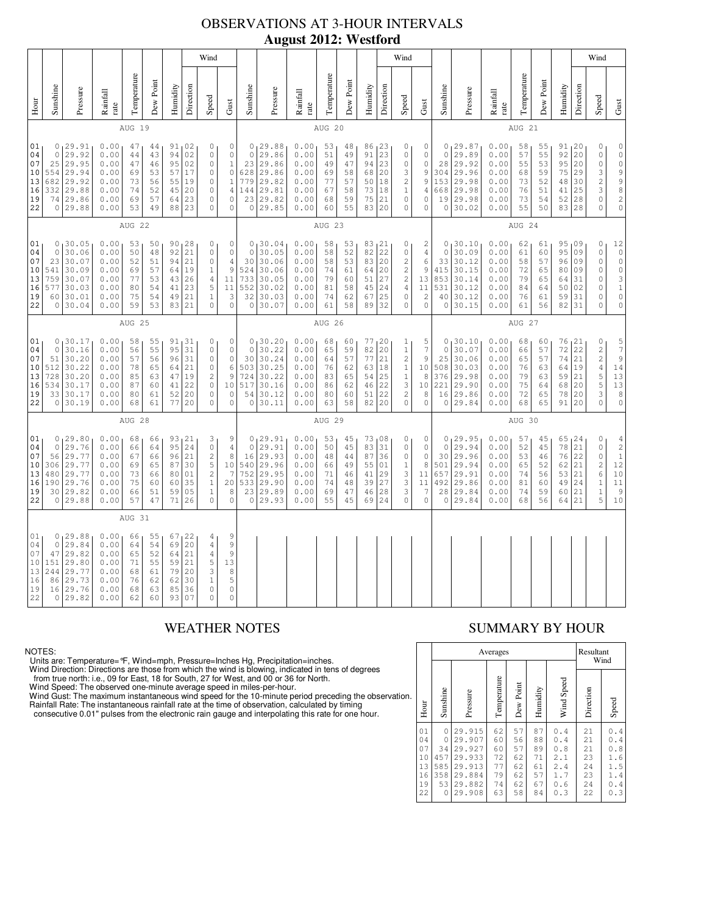# OBSERVATIONS AT 3-HOUR INTERVALS

## August 2012: Westford

### AUG 19

| Hour | Sunshine | Pressure | Rainfall rate | Temperature | Dew Point | Humidity | Wind Direction | Wind Speed | Wind Gust |
|---|---|---|---|---|---|---|---|---|---|
| 01 | 0 | 29.91 | 0.00 | 47 | 44 | 91 | 02 | 0 | 0 |
| 04 | 0 | 29.92 | 0.00 | 44 | 43 | 94 | 02 | 0 | 0 |
| 07 | 25 | 29.95 | 0.00 | 47 | 46 | 95 | 02 | 0 | 1 |
| 10 | 554 | 29.94 | 0.00 | 69 | 53 | 57 | 17 | 0 | 0 |
| 13 | 682 | 29.92 | 0.00 | 73 | 56 | 55 | 19 | 0 | 1 |
| 16 | 332 | 29.88 | 0.00 | 74 | 52 | 45 | 20 | 0 | 4 |
| 19 | 74 | 29.86 | 0.00 | 69 | 57 | 64 | 23 | 0 | 0 |
| 22 | 0 | 29.88 | 0.00 | 53 | 49 | 88 | 23 | 0 | 0 |

### AUG 20

| Hour | Sunshine | Pressure | Rainfall rate | Temperature | Dew Point | Humidity | Wind Direction | Wind Speed | Wind Gust |
|---|---|---|---|---|---|---|---|---|---|
| 01 | 0 | 29.88 | 0.00 | 53 | 48 | 86 | 23 | 0 | 0 |
| 04 | 0 | 29.86 | 0.00 | 51 | 49 | 91 | 23 | 0 | 0 |
| 07 | 23 | 29.86 | 0.00 | 49 | 47 | 94 | 23 | 0 | 0 |
| 10 | 628 | 29.86 | 0.00 | 69 | 58 | 68 | 20 | 3 | 9 |
| 13 | 779 | 29.82 | 0.00 | 77 | 57 | 50 | 18 | 2 | 9 |
| 16 | 144 | 29.81 | 0.00 | 67 | 58 | 73 | 18 | 1 | 4 |
| 19 | 23 | 29.82 | 0.00 | 68 | 59 | 75 | 21 | 0 | 0 |
| 22 | 0 | 29.85 | 0.00 | 60 | 55 | 83 | 20 | 0 | 0 |

### AUG 21

| Hour | Sunshine | Pressure | Rainfall rate | Temperature | Dew Point | Humidity | Wind Direction | Wind Speed | Wind Gust |
|---|---|---|---|---|---|---|---|---|---|
| 01 | 0 | 29.87 | 0.00 | 58 | 55 | 91 | 20 | 0 | 0 |
| 04 | 0 | 29.89 | 0.00 | 57 | 55 | 92 | 20 | 0 | 0 |
| 07 | 28 | 29.92 | 0.00 | 55 | 53 | 95 | 20 | 0 | 0 |
| 10 | 304 | 29.96 | 0.00 | 68 | 59 | 75 | 29 | 3 | 9 |
| 13 | 153 | 29.98 | 0.00 | 73 | 52 | 48 | 30 | 2 | 9 |
| 16 | 668 | 29.98 | 0.00 | 76 | 51 | 41 | 25 | 3 | 8 |
| 19 | 19 | 29.98 | 0.00 | 73 | 54 | 52 | 28 | 0 | 2 |
| 22 | 0 | 30.02 | 0.00 | 55 | 50 | 83 | 28 | 0 | 0 |

### AUG 22

| Hour | Sunshine | Pressure | Rainfall rate | Temperature | Dew Point | Humidity | Wind Direction | Wind Speed | Wind Gust |
|---|---|---|---|---|---|---|---|---|---|
| 01 | 0 | 30.05 | 0.00 | 53 | 50 | 90 | 28 | 0 | 0 |
| 04 | 0 | 30.06 | 0.00 | 50 | 48 | 92 | 21 | 0 | 0 |
| 07 | 23 | 30.07 | 0.00 | 52 | 51 | 94 | 21 | 0 | 4 |
| 10 | 541 | 30.09 | 0.00 | 69 | 57 | 64 | 19 | 1 | 9 |
| 13 | 759 | 30.07 | 0.00 | 77 | 53 | 43 | 26 | 4 | 11 |
| 16 | 577 | 30.03 | 0.00 | 80 | 54 | 41 | 23 | 5 | 11 |
| 19 | 60 | 30.01 | 0.00 | 75 | 54 | 49 | 21 | 1 | 3 |
| 22 | 0 | 30.04 | 0.00 | 59 | 53 | 83 | 21 | 0 | 0 |

### AUG 23

| Hour | Sunshine | Pressure | Rainfall rate | Temperature | Dew Point | Humidity | Wind Direction | Wind Speed | Wind Gust |
|---|---|---|---|---|---|---|---|---|---|
| 01 | 0 | 30.04 | 0.00 | 58 | 53 | 83 | 21 | 0 | 2 |
| 04 | 0 | 30.05 | 0.00 | 58 | 52 | 82 | 22 | 0 | 4 |
| 07 | 30 | 30.06 | 0.00 | 58 | 53 | 83 | 20 | 2 | 6 |
| 10 | 524 | 30.06 | 0.00 | 74 | 61 | 64 | 20 | 2 | 9 |
| 13 | 733 | 30.05 | 0.00 | 79 | 60 | 51 | 27 | 2 | 13 |
| 16 | 552 | 30.02 | 0.00 | 81 | 58 | 45 | 24 | 4 | 11 |
| 19 | 32 | 30.03 | 0.00 | 74 | 62 | 67 | 25 | 0 | 2 |
| 22 | 0 | 30.07 | 0.00 | 61 | 58 | 89 | 32 | 0 | 0 |

### AUG 24

| Hour | Sunshine | Pressure | Rainfall rate | Temperature | Dew Point | Humidity | Wind Direction | Wind Speed | Wind Gust |
|---|---|---|---|---|---|---|---|---|---|
| 01 | 0 | 30.10 | 0.00 | 62 | 61 | 95 | 09 | 0 | 12 |
| 04 | 0 | 30.09 | 0.00 | 61 | 60 | 95 | 09 | 0 | 0 |
| 07 | 33 | 30.12 | 0.00 | 58 | 57 | 96 | 09 | 0 | 0 |
| 10 | 415 | 30.15 | 0.00 | 72 | 65 | 80 | 09 | 0 | 0 |
| 13 | 853 | 30.14 | 0.00 | 79 | 65 | 64 | 31 | 0 | 3 |
| 16 | 531 | 30.12 | 0.00 | 84 | 64 | 50 | 02 | 0 | 1 |
| 19 | 40 | 30.12 | 0.00 | 76 | 61 | 59 | 31 | 0 | 0 |
| 22 | 0 | 30.15 | 0.00 | 61 | 56 | 82 | 31 | 0 | 0 |

### AUG 25

| Hour | Sunshine | Pressure | Rainfall rate | Temperature | Dew Point | Humidity | Wind Direction | Wind Speed | Wind Gust |
|---|---|---|---|---|---|---|---|---|---|
| 01 | 0 | 30.17 | 0.00 | 58 | 55 | 91 | 31 | 0 | 0 |
| 04 | 0 | 30.16 | 0.00 | 56 | 55 | 95 | 31 | 0 | 0 |
| 07 | 51 | 30.20 | 0.00 | 57 | 56 | 96 | 31 | 0 | 0 |
| 10 | 512 | 30.22 | 0.00 | 78 | 65 | 64 | 21 | 0 | 6 |
| 13 | 728 | 30.20 | 0.00 | 85 | 63 | 47 | 19 | 2 | 9 |
| 16 | 534 | 30.17 | 0.00 | 87 | 60 | 41 | 22 | 0 | 10 |
| 19 | 33 | 30.17 | 0.00 | 80 | 61 | 52 | 20 | 0 | 0 |
| 22 | 0 | 30.19 | 0.00 | 68 | 61 | 77 | 20 | 0 | 0 |

### AUG 26

| Hour | Sunshine | Pressure | Rainfall rate | Temperature | Dew Point | Humidity | Wind Direction | Wind Speed | Wind Gust |
|---|---|---|---|---|---|---|---|---|---|
| 01 | 0 | 30.20 | 0.00 | 68 | 60 | 77 | 20 | 1 | 5 |
| 04 | 0 | 30.22 | 0.00 | 65 | 59 | 82 | 20 | 1 | 7 |
| 07 | 30 | 30.24 | 0.00 | 64 | 57 | 77 | 21 | 2 | 9 |
| 10 | 503 | 30.25 | 0.00 | 76 | 62 | 63 | 18 | 1 | 10 |
| 13 | 724 | 30.22 | 0.00 | 83 | 65 | 54 | 25 | 1 | 8 |
| 16 | 517 | 30.16 | 0.00 | 86 | 62 | 46 | 22 | 3 | 10 |
| 19 | 54 | 30.12 | 0.00 | 80 | 60 | 51 | 22 | 2 | 8 |
| 22 | 0 | 30.11 | 0.00 | 63 | 58 | 82 | 20 | 0 | 0 |

### AUG 27

| Hour | Sunshine | Pressure | Rainfall rate | Temperature | Dew Point | Humidity | Wind Direction | Wind Speed | Wind Gust |
|---|---|---|---|---|---|---|---|---|---|
| 01 | 0 | 30.10 | 0.00 | 68 | 60 | 76 | 21 | 0 | 5 |
| 04 | 0 | 30.07 | 0.00 | 66 | 57 | 72 | 22 | 2 | 7 |
| 07 | 25 | 30.06 | 0.00 | 65 | 57 | 74 | 21 | 2 | 9 |
| 10 | 508 | 30.03 | 0.00 | 76 | 63 | 64 | 19 | 4 | 14 |
| 13 | 376 | 29.98 | 0.00 | 79 | 63 | 59 | 21 | 5 | 13 |
| 16 | 221 | 29.90 | 0.00 | 75 | 64 | 68 | 20 | 5 | 13 |
| 19 | 16 | 29.86 | 0.00 | 72 | 65 | 78 | 20 | 3 | 8 |
| 22 | 0 | 29.84 | 0.00 | 68 | 65 | 91 | 20 | 0 | 0 |

### AUG 28

| Hour | Sunshine | Pressure | Rainfall rate | Temperature | Dew Point | Humidity | Wind Direction | Wind Speed | Wind Gust |
|---|---|---|---|---|---|---|---|---|---|
| 01 | 0 | 29.80 | 0.00 | 68 | 66 | 93 | 21 | 3 | 9 |
| 04 | 0 | 29.76 | 0.00 | 66 | 64 | 95 | 24 | 0 | 4 |
| 07 | 56 | 29.77 | 0.00 | 67 | 66 | 96 | 21 | 2 | 8 |
| 10 | 306 | 29.77 | 0.00 | 69 | 65 | 87 | 30 | 5 | 10 |
| 13 | 480 | 29.77 | 0.00 | 73 | 66 | 80 | 01 | 2 | 7 |
| 16 | 190 | 29.76 | 0.00 | 75 | 60 | 60 | 35 | 1 | 20 |
| 19 | 30 | 29.82 | 0.00 | 66 | 51 | 59 | 05 | 1 | 8 |
| 22 | 0 | 29.88 | 0.00 | 57 | 47 | 71 | 26 | 0 | 0 |

### AUG 29

| Hour | Sunshine | Pressure | Rainfall rate | Temperature | Dew Point | Humidity | Wind Direction | Wind Speed | Wind Gust |
|---|---|---|---|---|---|---|---|---|---|
| 01 | 0 | 29.91 | 0.00 | 53 | 45 | 73 | 08 | 0 | 0 |
| 04 | 0 | 29.91 | 0.00 | 50 | 45 | 83 | 31 | 0 | 0 |
| 07 | 16 | 29.93 | 0.00 | 48 | 44 | 87 | 36 | 0 | 0 |
| 10 | 540 | 29.96 | 0.00 | 66 | 49 | 55 | 01 | 1 | 8 |
| 13 | 752 | 29.95 | 0.00 | 71 | 46 | 41 | 29 | 3 | 11 |
| 16 | 533 | 29.90 | 0.00 | 74 | 48 | 39 | 27 | 3 | 11 |
| 19 | 23 | 29.89 | 0.00 | 69 | 47 | 46 | 28 | 3 | 7 |
| 22 | 0 | 29.93 | 0.00 | 55 | 45 | 69 | 24 | 0 | 0 |

### AUG 30

| Hour | Sunshine | Pressure | Rainfall rate | Temperature | Dew Point | Humidity | Wind Direction | Wind Speed | Wind Gust |
|---|---|---|---|---|---|---|---|---|---|
| 01 | 0 | 29.95 | 0.00 | 57 | 45 | 65 | 24 | 0 | 4 |
| 04 | 0 | 29.94 | 0.00 | 52 | 45 | 78 | 21 | 0 | 2 |
| 07 | 30 | 29.96 | 0.00 | 53 | 46 | 76 | 22 | 0 | 1 |
| 10 | 501 | 29.94 | 0.00 | 65 | 52 | 62 | 21 | 2 | 12 |
| 13 | 657 | 29.91 | 0.00 | 74 | 56 | 53 | 21 | 6 | 10 |
| 16 | 492 | 29.86 | 0.00 | 81 | 60 | 49 | 24 | 1 | 11 |
| 19 | 28 | 29.84 | 0.00 | 74 | 59 | 60 | 21 | 1 | 9 |
| 22 | 0 | 29.84 | 0.00 | 68 | 56 | 64 | 21 | 5 | 10 |

### AUG 31

| Hour | Sunshine | Pressure | Rainfall rate | Temperature | Dew Point | Humidity | Wind Direction | Wind Speed | Wind Gust |
|---|---|---|---|---|---|---|---|---|---|
| 01 | 0 | 29.88 | 0.00 | 66 | 55 | 67 | 22 | 4 | 9 |
| 04 | 0 | 29.84 | 0.00 | 64 | 54 | 69 | 20 | 4 | 9 |
| 07 | 47 | 29.82 | 0.00 | 65 | 52 | 64 | 21 | 4 | 9 |
| 10 | 151 | 29.80 | 0.00 | 71 | 55 | 59 | 21 | 5 | 13 |
| 13 | 244 | 29.77 | 0.00 | 68 | 61 | 79 | 20 | 3 | 8 |
| 16 | 86 | 29.73 | 0.00 | 76 | 62 | 62 | 30 | 1 | 5 |
| 19 | 16 | 29.76 | 0.00 | 68 | 63 | 85 | 36 | 0 | 0 |
| 22 | 0 | 29.82 | 0.00 | 62 | 60 | 93 | 07 | 0 | 0 |

## WEATHER NOTES

NOTES:
Units are: Temperature=°F, Wind=mph, Pressure=Inches Hg, Precipitation=inches.
Wind Direction: Directions are those from which the wind is blowing, indicated in tens of degrees from true north: i.e., 09 for East, 18 for South, 27 for West, and 00 or 36 for North.
Wind Speed: The observed one-minute average speed in miles-per-hour.
Wind Gust: The maximum instantaneous wind speed for the 10-minute period preceding the observation.
Rainfall Rate: The instantaneous rainfall rate at the time of observation, calculated by timing consecutive 0.01" pulses from the electronic rain gauge and interpolating this rate for one hour.

## SUMMARY BY HOUR

| Hour | Averages | | | | | | Resultant Wind | |
|---|---|---|---|---|---|---|---|---|
| | Sunshine | Pressure | Temperature | Dew Point | Humidity | Wind Speed | Direction | Speed |
| 01 | 0 | 29.915 | 62 | 57 | 87 | 0.4 | 21 | 0.4 |
| 04 | 0 | 29.907 | 60 | 56 | 88 | 0.4 | 21 | 0.4 |
| 07 | 34 | 29.927 | 60 | 57 | 89 | 0.8 | 21 | 0.8 |
| 10 | 457 | 29.933 | 72 | 62 | 71 | 2.1 | 23 | 1.6 |
| 13 | 585 | 29.913 | 77 | 62 | 61 | 2.4 | 24 | 1.5 |
| 16 | 358 | 29.884 | 79 | 62 | 57 | 1.7 | 23 | 1.4 |
| 19 | 53 | 29.882 | 74 | 62 | 67 | 0.6 | 24 | 0.4 |
| 22 | 0 | 29.908 | 63 | 58 | 84 | 0.3 | 22 | 0.3 |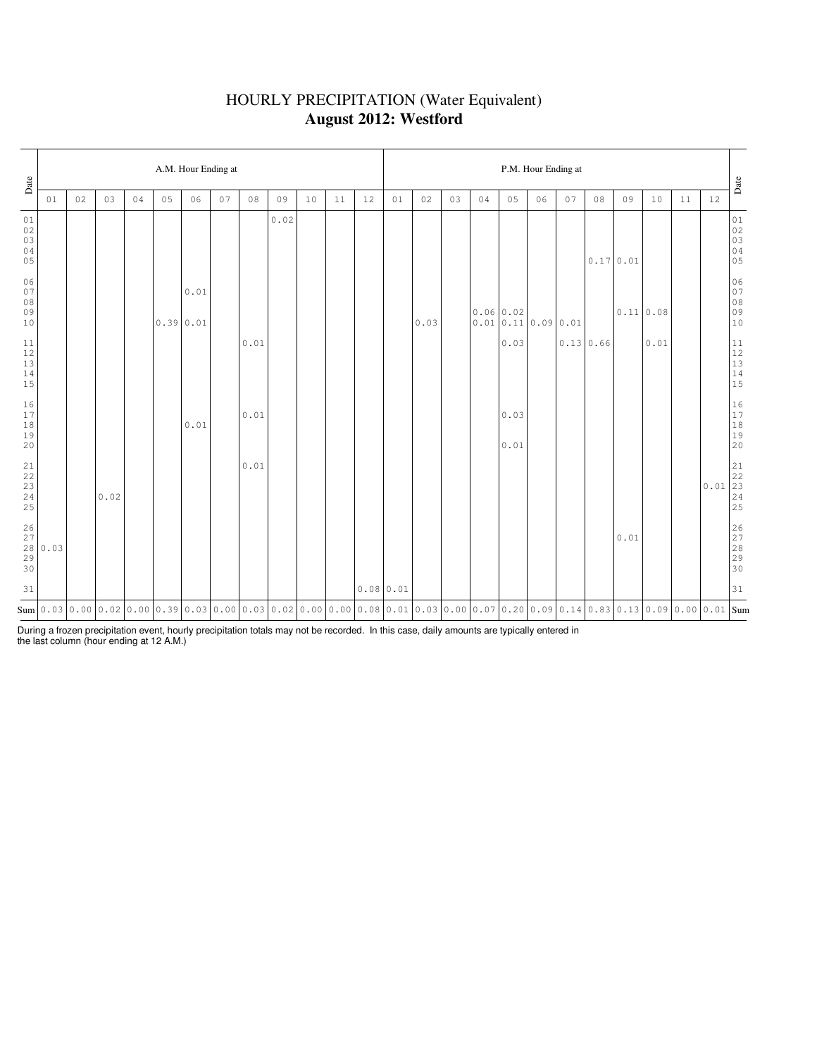# HOURLY PRECIPITATION (Water Equivalent)
## **August 2012: Westford**

| Date | A.M. Hour Ending at | | | | | | | | | | | | P.M. Hour Ending at | | | | | | | | | | | | Date |
|---|---|---|---|---|---|---|---|---|---|---|---|---|---|---|---|---|---|---|---|---|---|---|---|---|---|
| | 01 | 02 | 03 | 04 | 05 | 06 | 07 | 08 | 09 | 10 | 11 | 12 | 01 | 02 | 03 | 04 | 05 | 06 | 07 | 08 | 09 | 10 | 11 | 12 | |
| 01 | | | | | | | | | 0.02 | | | | | | | | | | | | | | | | 01 |
| 02 | | | | | | | | | | | | | | | | | | | | | | | | | 02 |
| 03 | | | | | | | | | | | | | | | | | | | | | | | | | 03 |
| 04 | | | | | | | | | | | | | | | | | | | | | | | | | 04 |
| 05 | | | | | | | | | | | | | | | | | | | | 0.17 | 0.01 | | | | 05 |
| 06 | | | | | | | | | | | | | | | | | | | | | | | | | 06 |
| 07 | | | | | | 0.01 | | | | | | | | | | | | | | | | | | | 07 |
| 08 | | | | | | | | | | | | | | | | | | | | | | | | | 08 |
| 09 | | | | | | | | | | | | | | | | 0.06 | 0.02 | | | | 0.11 | 0.08 | | | 09 |
| 10 | | | | | 0.39 | 0.01 | | | | | | | | 0.03 | | 0.01 | 0.11 | 0.09 | 0.01 | | | | | | 10 |
| 11 | | | | | | | | 0.01 | | | | | | | | | 0.03 | | 0.13 | 0.66 | | 0.01 | | | 11 |
| 12 | | | | | | | | | | | | | | | | | | | | | | | | | 12 |
| 13 | | | | | | | | | | | | | | | | | | | | | | | | | 13 |
| 14 | | | | | | | | | | | | | | | | | | | | | | | | | 14 |
| 15 | | | | | | | | | | | | | | | | | | | | | | | | | 15 |
| 16 | | | | | | | | | | | | | | | | | | | | | | | | | 16 |
| 17 | | | | | | | | 0.01 | | | | | | | | | 0.03 | | | | | | | | 17 |
| 18 | | | | | | 0.01 | | | | | | | | | | | | | | | | | | | 18 |
| 19 | | | | | | | | | | | | | | | | | | | | | | | | | 19 |
| 20 | | | | | | | | | | | | | | | | | 0.01 | | | | | | | | 20 |
| 21 | | | | | | | | 0.01 | | | | | | | | | | | | | | | | | 21 |
| 22 | | | | | | | | | | | | | | | | | | | | | | | | | 22 |
| 23 | | | | | | | | | | | | | | | | | | | | | | | | 0.01 | 23 |
| 24 | | | 0.02 | | | | | | | | | | | | | | | | | | | | | | 24 |
| 25 | | | | | | | | | | | | | | | | | | | | | | | | | 25 |
| 26 | | | | | | | | | | | | | | | | | | | | | | | | | 26 |
| 27 | | | | | | | | | | | | | | | | | | | | | 0.01 | | | | 27 |
| 28 | 0.03 | | | | | | | | | | | | | | | | | | | | | | | | 28 |
| 29 | | | | | | | | | | | | | | | | | | | | | | | | | 29 |
| 30 | | | | | | | | | | | | | | | | | | | | | | | | | 30 |
| 31 | | | | | | | | | | | | 0.08 | 0.01 | | | | | | | | | | | | 31 |
| Sum | 0.03 | 0.00 | 0.02 | 0.00 | 0.39 | 0.03 | 0.00 | 0.03 | 0.02 | 0.00 | 0.00 | 0.08 | 0.01 | 0.03 | 0.00 | 0.07 | 0.20 | 0.09 | 0.14 | 0.83 | 0.13 | 0.09 | 0.00 | 0.01 | Sum |

During a frozen precipitation event, hourly precipitation totals may not be recorded. In this case, daily amounts are typically entered in the last column (hour ending at 12 A.M.)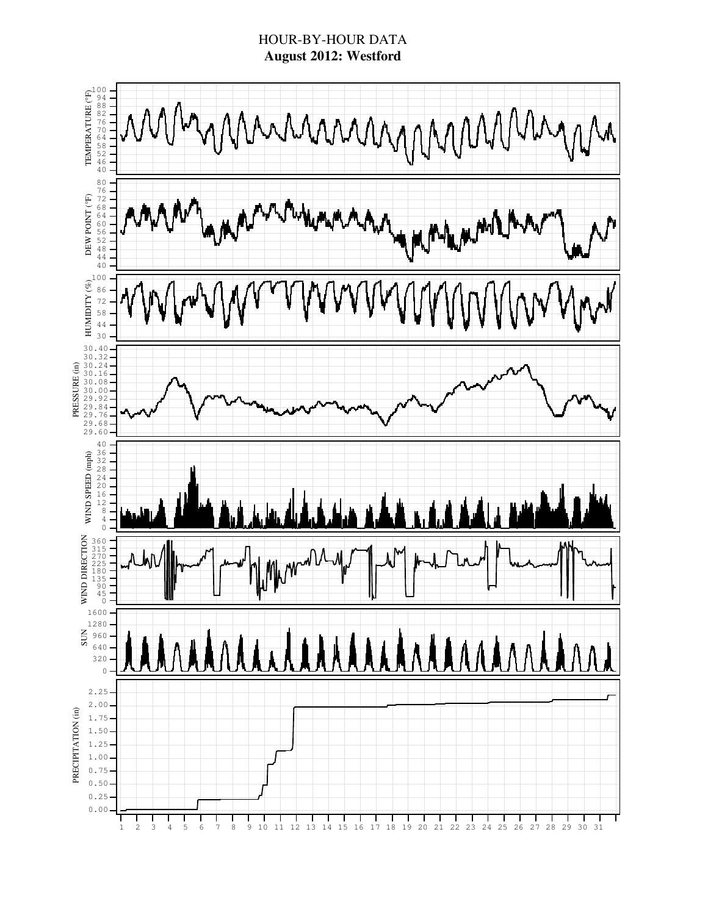# HOUR-BY-HOUR DATA
## August 2012: Westford

TEMPERATURE (°F): 40, 46, 52, 58, 64, 70, 76, 82, 88, 94, 100

DEW POINT (°F): 40, 44, 48, 52, 56, 60, 64, 68, 72, 76, 80

HUMIDITY (%): 30, 44, 58, 72, 86, 100

PRESSURE (in): 29.60, 29.68, 29.76, 29.84, 29.92, 30.00, 30.08, 30.16, 30.24, 30.32, 30.40

WIND SPEED (mph): 0, 4, 8, 12, 16, 20, 24, 28, 32, 36, 40

WIND DIRECTION: 0, 45, 90, 135, 180, 225, 270, 315, 360

SUN: 0, 320, 640, 960, 1280, 1600

PRECIPITATION (in): 0.00, 0.25, 0.50, 0.75, 1.00, 1.25, 1.50, 1.75, 2.00, 2.25

1 2 3 4 5 6 7 8 9 10 11 12 13 14 15 16 17 18 19 20 21 22 23 24 25 26 27 28 29 30 31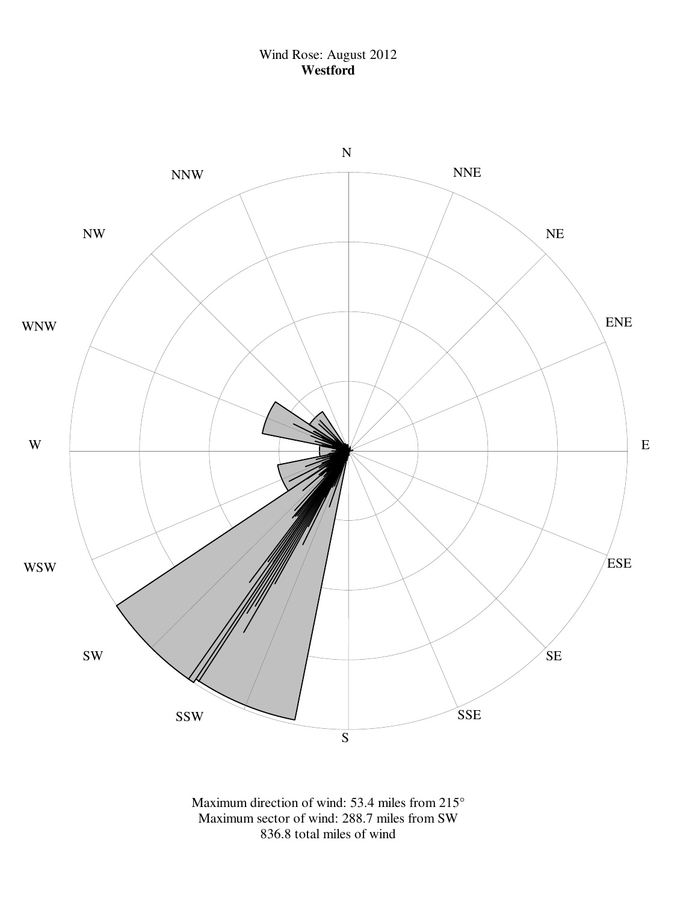Wind Rose: August 2012

**Westford**

N

NNE

NE

ENE

E

ESE

SE

SSE

S

SSW

SW

WSW

W

WNW

NW

NNW

Maximum direction of wind: 53.4 miles from 215°

Maximum sector of wind: 288.7 miles from SW

836.8 total miles of wind